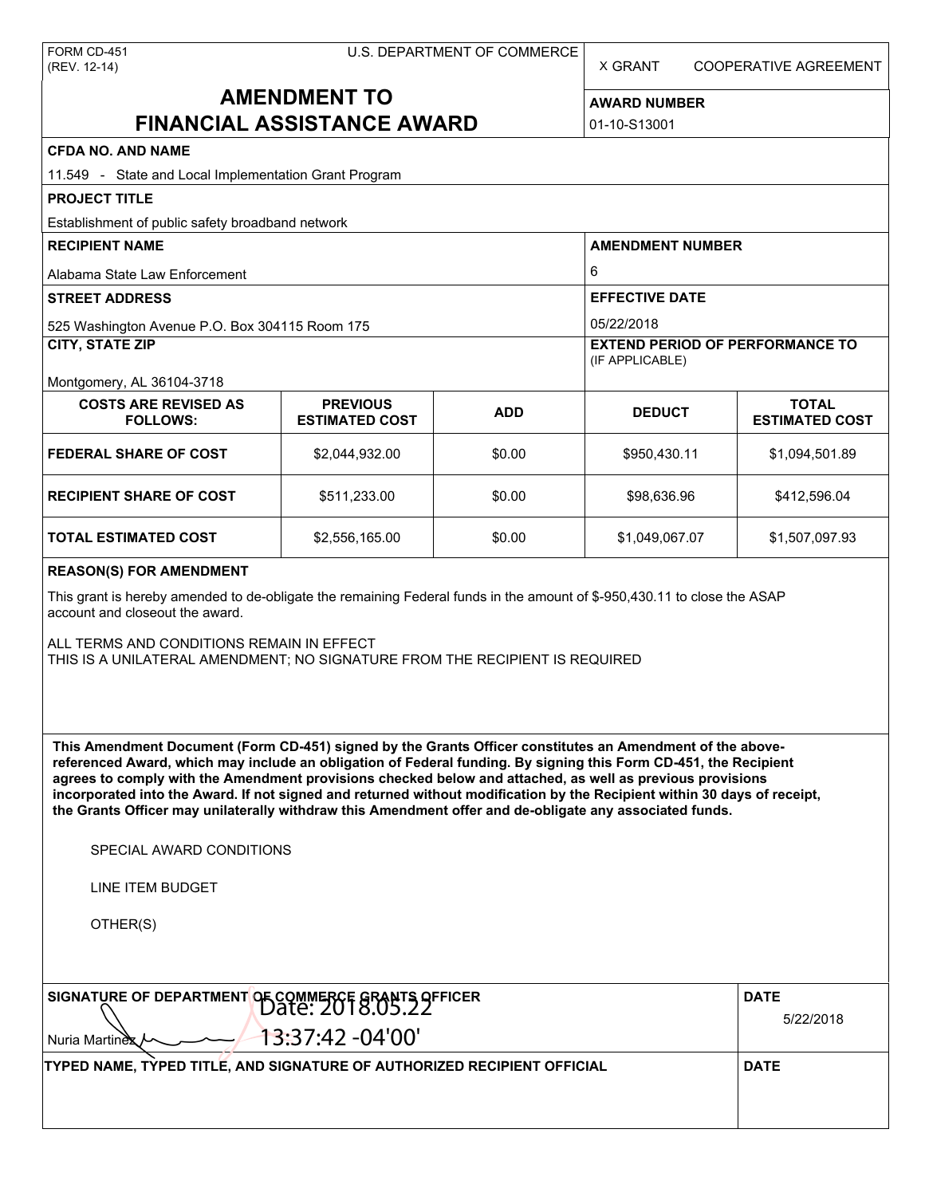FORM CD-451
(REV. 12-14)

U.S. DEPARTMENT OF COMMERCE

X GRANT    COOPERATIVE AGREEMENT

# AMENDMENT TO FINANCIAL ASSISTANCE AWARD

**AWARD NUMBER**
01-10-S13001

**CFDA NO. AND NAME**
11.549 - State and Local Implementation Grant Program

**PROJECT TITLE**
Establishment of public safety broadband network

**RECIPIENT NAME**
Alabama State Law Enforcement

**AMENDMENT NUMBER**
6

**STREET ADDRESS**
525 Washington Avenue P.O. Box 304115 Room 175

**EFFECTIVE DATE**
05/22/2018

**CITY, STATE ZIP**
Montgomery, AL 36104-3718

**EXTEND PERIOD OF PERFORMANCE TO** (IF APPLICABLE)

| COSTS ARE REVISED AS FOLLOWS: | PREVIOUS ESTIMATED COST | ADD | DEDUCT | TOTAL ESTIMATED COST |
|---|---|---|---|---|
| **FEDERAL SHARE OF COST** | $2,044,932.00 | $0.00 | $950,430.11 | $1,094,501.89 |
| **RECIPIENT SHARE OF COST** | $511,233.00 | $0.00 | $98,636.96 | $412,596.04 |
| **TOTAL ESTIMATED COST** | $2,556,165.00 | $0.00 | $1,049,067.07 | $1,507,097.93 |

**REASON(S) FOR AMENDMENT**

This grant is hereby amended to de-obligate the remaining Federal funds in the amount of $-950,430.11 to close the ASAP account and closeout the award.

ALL TERMS AND CONDITIONS REMAIN IN EFFECT
THIS IS A UNILATERAL AMENDMENT; NO SIGNATURE FROM THE RECIPIENT IS REQUIRED

**This Amendment Document (Form CD-451) signed by the Grants Officer constitutes an Amendment of the above-referenced Award, which may include an obligation of Federal funding. By signing this Form CD-451, the Recipient agrees to comply with the Amendment provisions checked below and attached, as well as previous provisions incorporated into the Award. If not signed and returned without modification by the Recipient within 30 days of receipt, the Grants Officer may unilaterally withdraw this Amendment offer and de-obligate any associated funds.**

SPECIAL AWARD CONDITIONS

LINE ITEM BUDGET

OTHER(S)

**SIGNATURE OF DEPARTMENT OF COMMERCE GRANTS OFFICER**
Nuria Martinez
Date: 2018.05.22 13:37:42 -04'00'

**DATE**
5/22/2018

**TYPED NAME, TYPED TITLE, AND SIGNATURE OF AUTHORIZED RECIPIENT OFFICIAL**

**DATE**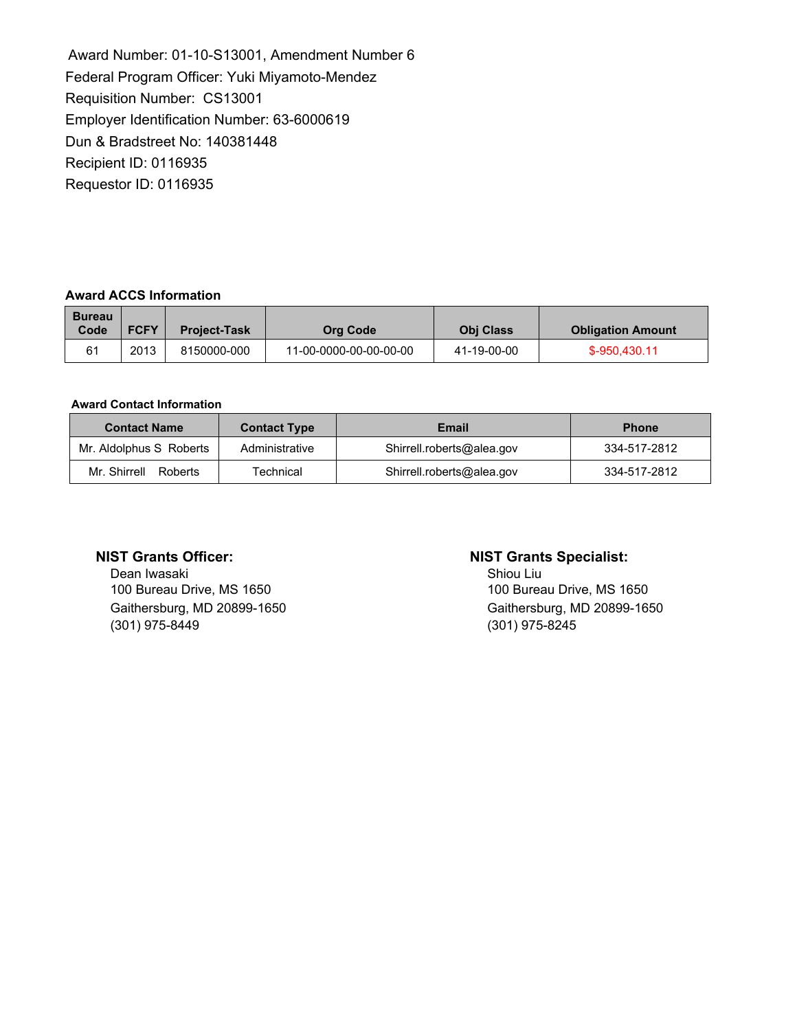Award Number: 01-10-S13001, Amendment Number 6
Federal Program Officer: Yuki Miyamoto-Mendez
Requisition Number: CS13001
Employer Identification Number: 63-6000619
Dun & Bradstreet No: 140381448
Recipient ID: 0116935
Requestor ID: 0116935

**Award ACCS Information**

| Bureau Code | FCFY | Project-Task | Org Code | Obj Class | Obligation Amount |
|---|---|---|---|---|---|
| 61 | 2013 | 8150000-000 | 11-00-0000-00-00-00-00 | 41-19-00-00 | $-950,430.11 |

**Award Contact Information**

| Contact Name | Contact Type | Email | Phone |
|---|---|---|---|
| Mr. Aldolphus S Roberts | Administrative | Shirrell.roberts@alea.gov | 334-517-2812 |
| Mr. Shirrell Roberts | Technical | Shirrell.roberts@alea.gov | 334-517-2812 |

**NIST Grants Officer:**
Dean Iwasaki
100 Bureau Drive, MS 1650
Gaithersburg, MD 20899-1650
(301) 975-8449

**NIST Grants Specialist:**
Shiou Liu
100 Bureau Drive, MS 1650
Gaithersburg, MD 20899-1650
(301) 975-8245